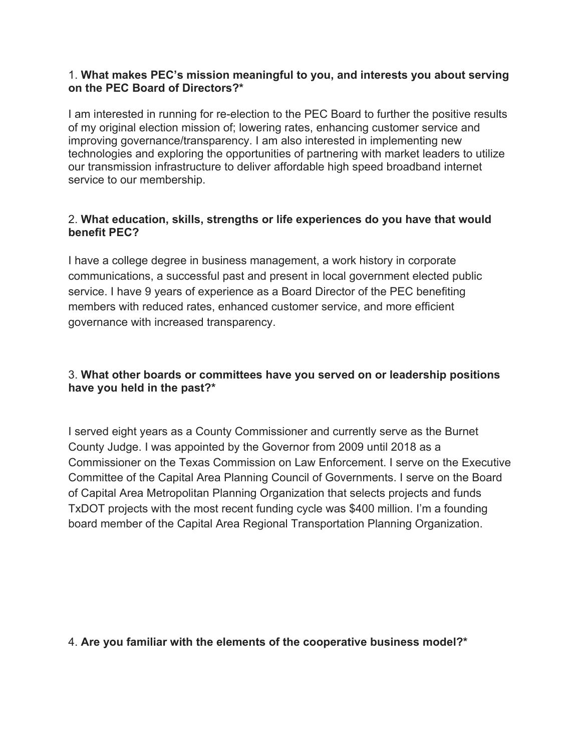1. **What makes PEC's mission meaningful to you, and interests you about serving on the PEC Board of Directors?***

I am interested in running for re-election to the PEC Board to further the positive results of my original election mission of; lowering rates, enhancing customer service and improving governance/transparency. I am also interested in implementing new technologies and exploring the opportunities of partnering with market leaders to utilize our transmission infrastructure to deliver affordable high speed broadband internet service to our membership.

2. **What education, skills, strengths or life experiences do you have that would benefit PEC?**

I have a college degree in business management, a work history in corporate communications, a successful past and present in local government elected public service. I have 9 years of experience as a Board Director of the PEC benefiting members with reduced rates, enhanced customer service, and more efficient governance with increased transparency.

3. **What other boards or committees have you served on or leadership positions have you held in the past?***

I served eight years as a County Commissioner and currently serve as the Burnet County Judge. I was appointed by the Governor from 2009 until 2018 as a Commissioner on the Texas Commission on Law Enforcement. I serve on the Executive Committee of the Capital Area Planning Council of Governments. I serve on the Board of Capital Area Metropolitan Planning Organization that selects projects and funds TxDOT projects with the most recent funding cycle was $400 million. I'm a founding board member of the Capital Area Regional Transportation Planning Organization.

4. **Are you familiar with the elements of the cooperative business model?***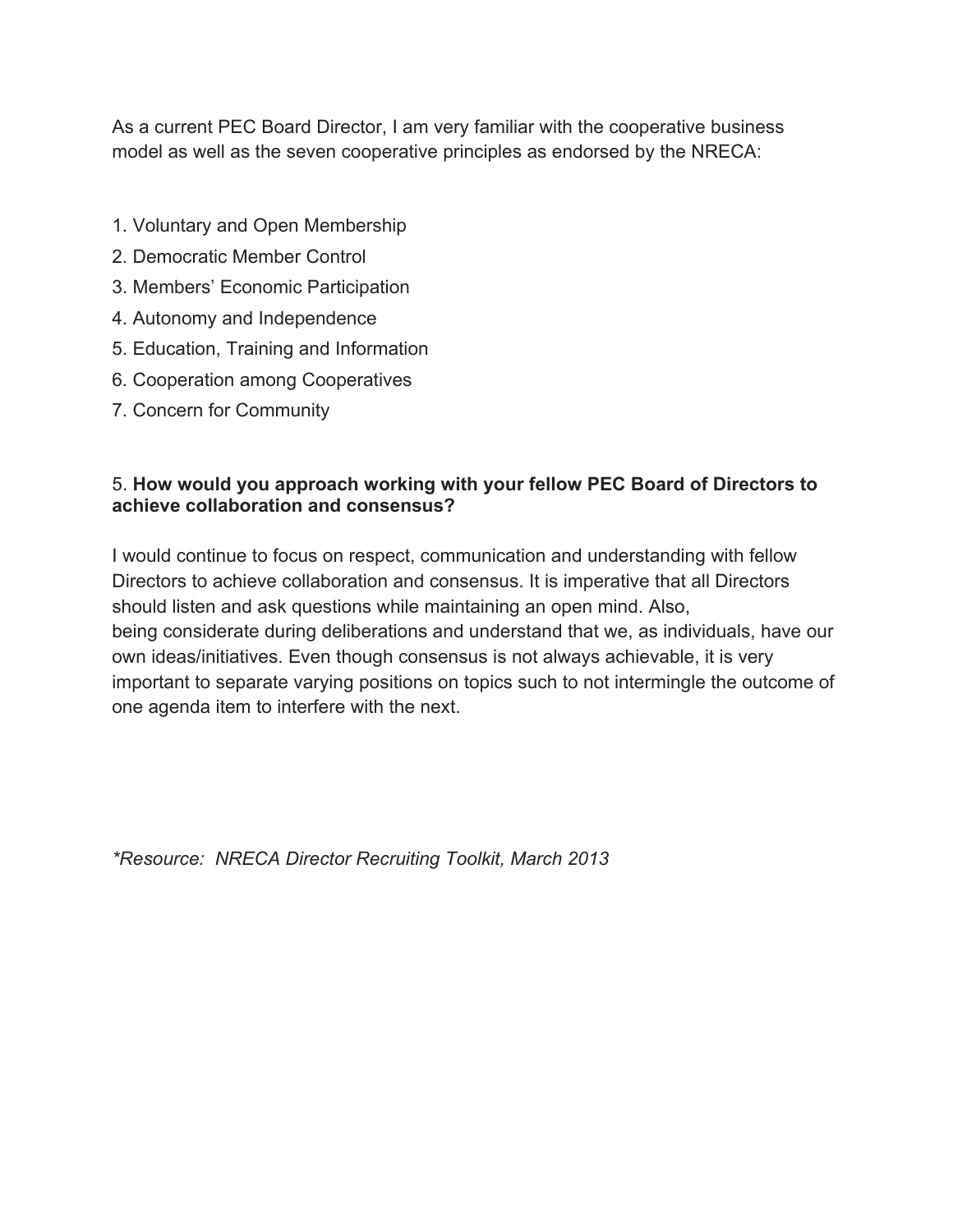As a current PEC Board Director, I am very familiar with the cooperative business model as well as the seven cooperative principles as endorsed by the NRECA:

1. Voluntary and Open Membership
2. Democratic Member Control
3. Members' Economic Participation
4. Autonomy and Independence
5. Education, Training and Information
6. Cooperation among Cooperatives
7. Concern for Community

5. **How would you approach working with your fellow PEC Board of Directors to achieve collaboration and consensus?**

I would continue to focus on respect, communication and understanding with fellow Directors to achieve collaboration and consensus. It is imperative that all Directors should listen and ask questions while maintaining an open mind. Also, being considerate during deliberations and understand that we, as individuals, have our own ideas/initiatives. Even though consensus is not always achievable, it is very important to separate varying positions on topics such to not intermingle the outcome of one agenda item to interfere with the next.

*\*Resource: NRECA Director Recruiting Toolkit, March 2013*